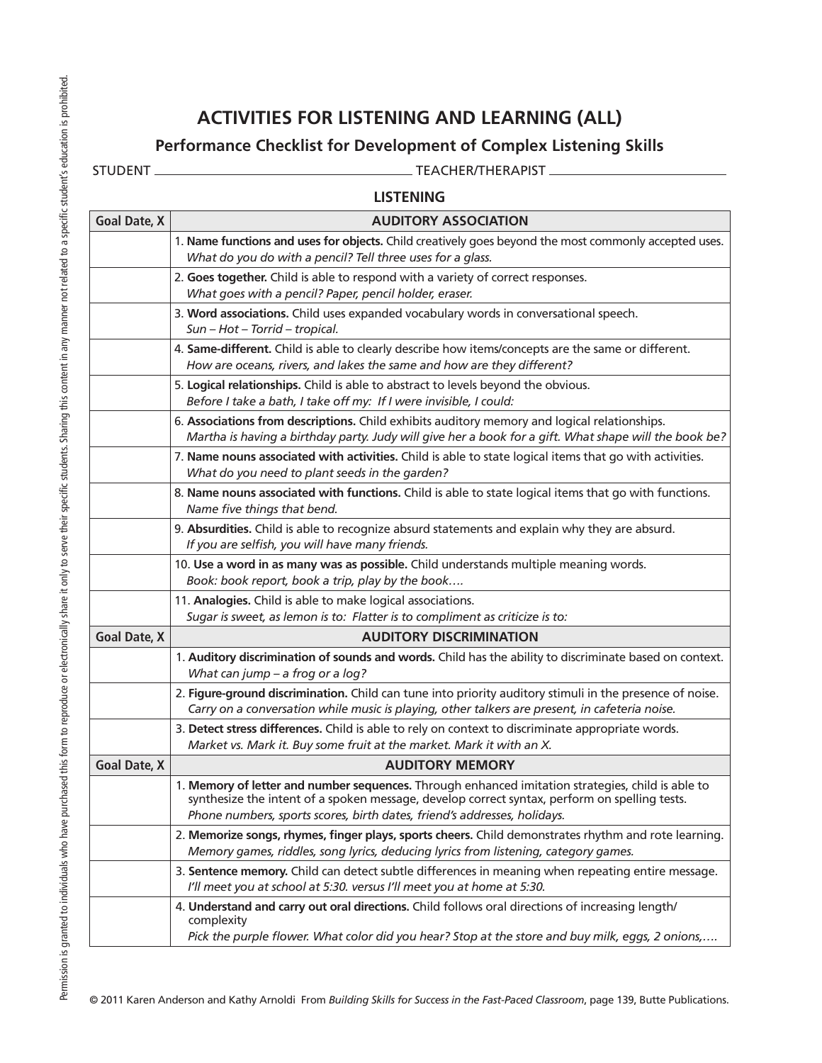# ACTIVITIES FOR LISTENING AND LEARNING (ALL)

## Performance Checklist for Development of Complex Listening Skills

STUDENT \_\_\_\_\_\_\_\_\_\_\_\_\_\_\_\_\_\_\_\_\_\_\_\_\_\_\_\_\_\_\_\_ TEACHER/THERAPIST \_\_\_\_\_\_\_\_\_\_\_\_\_\_\_\_\_\_\_\_\_\_\_\_

### LISTENING

| Goal Date, X | AUDITORY ASSOCIATION |
|---|---|
| | 1. **Name functions and uses for objects.** Child creatively goes beyond the most commonly accepted uses. *What do you do with a pencil? Tell three uses for a glass.* |
| | 2. **Goes together.** Child is able to respond with a variety of correct responses. *What goes with a pencil? Paper, pencil holder, eraser.* |
| | 3. **Word associations.** Child uses expanded vocabulary words in conversational speech. *Sun – Hot – Torrid – tropical.* |
| | 4. **Same-different.** Child is able to clearly describe how items/concepts are the same or different. *How are oceans, rivers, and lakes the same and how are they different?* |
| | 5. **Logical relationships.** Child is able to abstract to levels beyond the obvious. *Before I take a bath, I take off my: If I were invisible, I could:* |
| | 6. **Associations from descriptions.** Child exhibits auditory memory and logical relationships. *Martha is having a birthday party. Judy will give her a book for a gift. What shape will the book be?* |
| | 7. **Name nouns associated with activities.** Child is able to state logical items that go with activities. *What do you need to plant seeds in the garden?* |
| | 8. **Name nouns associated with functions.** Child is able to state logical items that go with functions. *Name five things that bend.* |
| | 9. **Absurdities.** Child is able to recognize absurd statements and explain why they are absurd. *If you are selfish, you will have many friends.* |
| | 10. **Use a word in as many was as possible.** Child understands multiple meaning words. *Book: book report, book a trip, play by the book….* |
| | 11. **Analogies.** Child is able to make logical associations. *Sugar is sweet, as lemon is to: Flatter is to compliment as criticize is to:* |
| **Goal Date, X** | **AUDITORY DISCRIMINATION** |
| | 1. **Auditory discrimination of sounds and words.** Child has the ability to discriminate based on context. *What can jump – a frog or a log?* |
| | 2. **Figure-ground discrimination.** Child can tune into priority auditory stimuli in the presence of noise. *Carry on a conversation while music is playing, other talkers are present, in cafeteria noise.* |
| | 3. **Detect stress differences.** Child is able to rely on context to discriminate appropriate words. *Market vs. Mark it. Buy some fruit at the market. Mark it with an X.* |
| **Goal Date, X** | **AUDITORY MEMORY** |
| | 1. **Memory of letter and number sequences.** Through enhanced imitation strategies, child is able to synthesize the intent of a spoken message, develop correct syntax, perform on spelling tests. *Phone numbers, sports scores, birth dates, friend's addresses, holidays.* |
| | 2. **Memorize songs, rhymes, finger plays, sports cheers.** Child demonstrates rhythm and rote learning. *Memory games, riddles, song lyrics, deducing lyrics from listening, category games.* |
| | 3. **Sentence memory.** Child can detect subtle differences in meaning when repeating entire message. *I'll meet you at school at 5:30. versus I'll meet you at home at 5:30.* |
| | 4. **Understand and carry out oral directions.** Child follows oral directions of increasing length/ complexity *Pick the purple flower. What color did you hear? Stop at the store and buy milk, eggs, 2 onions,….* |

© 2011 Karen Anderson and Kathy Arnoldi From *Building Skills for Success in the Fast-Paced Classroom*, page 139, Butte Publications.

Permission is granted to individuals who have purchased this form to reproduce or electronically share it only to serve their specific students. Sharing this content in any manner not related to a specific student's education is prohibited.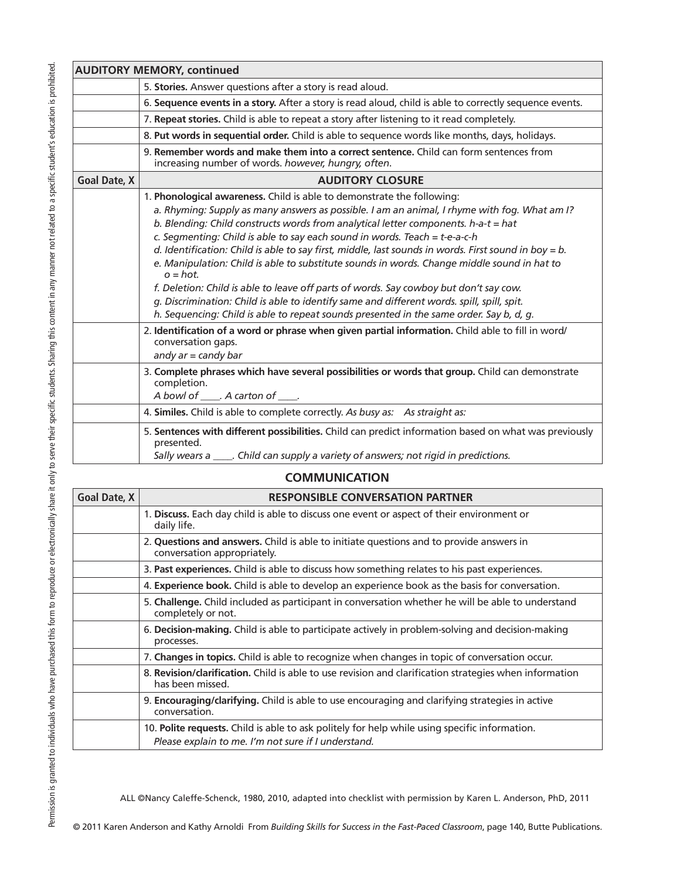| AUDITORY MEMORY, continued | |
|---|---|
| | 5. **Stories.** Answer questions after a story is read aloud. |
| | 6. **Sequence events in a story.** After a story is read aloud, child is able to correctly sequence events. |
| | 7. **Repeat stories.** Child is able to repeat a story after listening to it read completely. |
| | 8. **Put words in sequential order.** Child is able to sequence words like months, days, holidays. |
| | 9. **Remember words and make them into a correct sentence.** Child can form sentences from increasing number of words. *however, hungry, often*. |

| Goal Date, X | AUDITORY CLOSURE |
|---|---|
| | 1. **Phonological awareness.** Child is able to demonstrate the following:<br>*a. Rhyming: Supply as many answers as possible. I am an animal, I rhyme with fog. What am I?*<br>*b. Blending: Child constructs words from analytical letter components. h-a-t = hat*<br>*c. Segmenting: Child is able to say each sound in words. Teach = t-e-a-c-h*<br>*d. Identification: Child is able to say first, middle, last sounds in words. First sound in boy = b.*<br>*e. Manipulation: Child is able to substitute sounds in words. Change middle sound in hat to o = hot.*<br>*f. Deletion: Child is able to leave off parts of words. Say cowboy but don't say cow.*<br>*g. Discrimination: Child is able to identify same and different words. spill, spill, spit.*<br>*h. Sequencing: Child is able to repeat sounds presented in the same order. Say b, d, g.* |
| | 2. **Identification of a word or phrase when given partial information.** Child able to fill in word/ conversation gaps.<br>*andy ar = candy bar* |
| | 3. **Complete phrases which have several possibilities or words that group.** Child can demonstrate completion.<br>*A bowl of ____. A carton of ____.* |
| | 4. **Similes.** Child is able to complete correctly. *As busy as: As straight as:* |
| | 5. **Sentences with different possibilities.** Child can predict information based on what was previously presented.<br>*Sally wears a ____. Child can supply a variety of answers; not rigid in predictions.* |

## COMMUNICATION

| Goal Date, X | RESPONSIBLE CONVERSATION PARTNER |
|---|---|
| | 1. **Discuss.** Each day child is able to discuss one event or aspect of their environment or daily life. |
| | 2. **Questions and answers.** Child is able to initiate questions and to provide answers in conversation appropriately. |
| | 3. **Past experiences.** Child is able to discuss how something relates to his past experiences. |
| | 4. **Experience book.** Child is able to develop an experience book as the basis for conversation. |
| | 5. **Challenge.** Child included as participant in conversation whether he will be able to understand completely or not. |
| | 6. **Decision-making.** Child is able to participate actively in problem-solving and decision-making processes. |
| | 7. **Changes in topics.** Child is able to recognize when changes in topic of conversation occur. |
| | 8. **Revision/clarification.** Child is able to use revision and clarification strategies when information has been missed. |
| | 9. **Encouraging/clarifying.** Child is able to use encouraging and clarifying strategies in active conversation. |
| | 10. **Polite requests.** Child is able to ask politely for help while using specific information.<br>*Please explain to me. I'm not sure if I understand.* |

ALL ©Nancy Caleffe-Schenck, 1980, 2010, adapted into checklist with permission by Karen L. Anderson, PhD, 2011

© 2011 Karen Anderson and Kathy Arnoldi From *Building Skills for Success in the Fast-Paced Classroom*, page 140, Butte Publications.

Permission is granted to individuals who have purchased this form to reproduce or electronically share it only to serve their specific students. Sharing this content in any manner not related to a specific student's education is prohibited.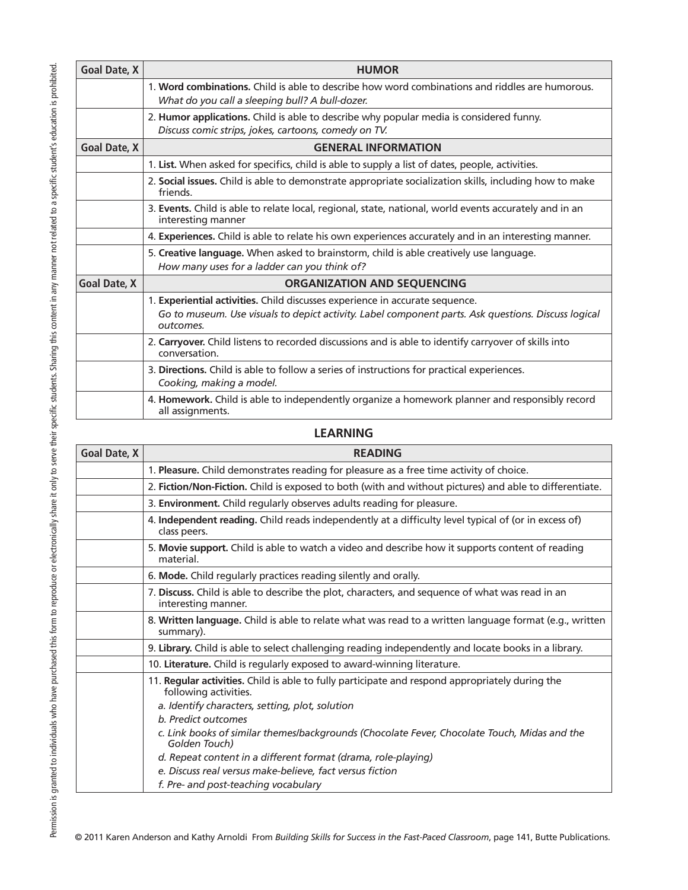| Goal Date, X | HUMOR |
|---|---|
| | 1. **Word combinations.** Child is able to describe how word combinations and riddles are humorous. *What do you call a sleeping bull? A bull-dozer.* |
| | 2. **Humor applications.** Child is able to describe why popular media is considered funny. *Discuss comic strips, jokes, cartoons, comedy on TV.* |

| Goal Date, X | GENERAL INFORMATION |
|---|---|
| | 1. **List.** When asked for specifics, child is able to supply a list of dates, people, activities. |
| | 2. **Social issues.** Child is able to demonstrate appropriate socialization skills, including how to make friends. |
| | 3. **Events.** Child is able to relate local, regional, state, national, world events accurately and in an interesting manner |
| | 4. **Experiences.** Child is able to relate his own experiences accurately and in an interesting manner. |
| | 5. **Creative language.** When asked to brainstorm, child is able creatively use language. *How many uses for a ladder can you think of?* |

| Goal Date, X | ORGANIZATION AND SEQUENCING |
|---|---|
| | 1. **Experiential activities.** Child discusses experience in accurate sequence. *Go to museum. Use visuals to depict activity. Label component parts. Ask questions. Discuss logical outcomes.* |
| | 2. **Carryover.** Child listens to recorded discussions and is able to identify carryover of skills into conversation. |
| | 3. **Directions.** Child is able to follow a series of instructions for practical experiences. *Cooking, making a model.* |
| | 4. **Homework.** Child is able to independently organize a homework planner and responsibly record all assignments. |

## LEARNING

| Goal Date, X | READING |
|---|---|
| | 1. **Pleasure.** Child demonstrates reading for pleasure as a free time activity of choice. |
| | 2. **Fiction/Non-Fiction.** Child is exposed to both (with and without pictures) and able to differentiate. |
| | 3. **Environment.** Child regularly observes adults reading for pleasure. |
| | 4. **Independent reading.** Child reads independently at a difficulty level typical of (or in excess of) class peers. |
| | 5. **Movie support.** Child is able to watch a video and describe how it supports content of reading material. |
| | 6. **Mode.** Child regularly practices reading silently and orally. |
| | 7. **Discuss.** Child is able to describe the plot, characters, and sequence of what was read in an interesting manner. |
| | 8. **Written language.** Child is able to relate what was read to a written language format (e.g., written summary). |
| | 9. **Library.** Child is able to select challenging reading independently and locate books in a library. |
| | 10. **Literature.** Child is regularly exposed to award-winning literature. |
| | 11. **Regular activities.** Child is able to fully participate and respond appropriately during the following activities. *a. Identify characters, setting, plot, solution* *b. Predict outcomes* *c. Link books of similar themes/backgrounds (Chocolate Fever, Chocolate Touch, Midas and the Golden Touch)* *d. Repeat content in a different format (drama, role-playing)* *e. Discuss real versus make-believe, fact versus fiction* *f. Pre- and post-teaching vocabulary* |

© 2011 Karen Anderson and Kathy Arnoldi From *Building Skills for Success in the Fast-Paced Classroom*, page 141, Butte Publications.

Permission is granted to individuals who have purchased this form to reproduce or electronically share it only to serve their specific students. Sharing this content in any manner not related to a specific student's education is prohibited.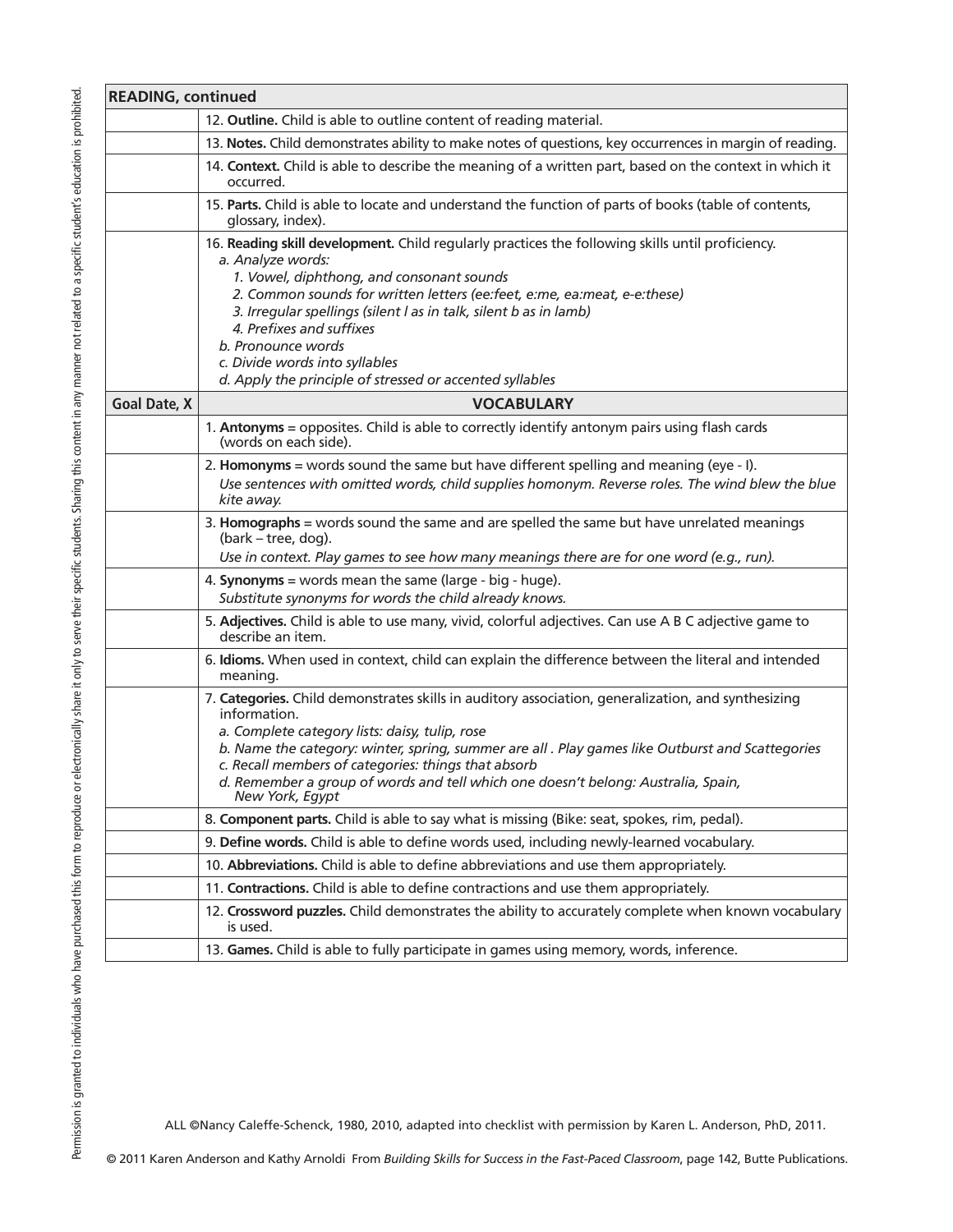| READING, continued | |
|---|---|
| | 12. **Outline.** Child is able to outline content of reading material. |
| | 13. **Notes.** Child demonstrates ability to make notes of questions, key occurrences in margin of reading. |
| | 14. **Context.** Child is able to describe the meaning of a written part, based on the context in which it occurred. |
| | 15. **Parts.** Child is able to locate and understand the function of parts of books (table of contents, glossary, index). |
| | 16. **Reading skill development.** Child regularly practices the following skills until proficiency.<br>*a. Analyze words:*<br>*1. Vowel, diphthong, and consonant sounds*<br>*2. Common sounds for written letters (ee:feet, e:me, ea:meat, e-e:these)*<br>*3. Irregular spellings (silent l as in talk, silent b as in lamb)*<br>*4. Prefixes and suffixes*<br>*b. Pronounce words*<br>*c. Divide words into syllables*<br>*d. Apply the principle of stressed or accented syllables* |
| **Goal Date, X** | **VOCABULARY** |
| | 1. **Antonyms** = opposites. Child is able to correctly identify antonym pairs using flash cards (words on each side). |
| | 2. **Homonyms** = words sound the same but have different spelling and meaning (eye - I).<br>*Use sentences with omitted words, child supplies homonym. Reverse roles. The wind blew the blue kite away.* |
| | 3. **Homographs** = words sound the same and are spelled the same but have unrelated meanings (bark – tree, dog).<br>*Use in context. Play games to see how many meanings there are for one word (e.g., run).* |
| | 4. **Synonyms** = words mean the same (large - big - huge).<br>*Substitute synonyms for words the child already knows.* |
| | 5. **Adjectives.** Child is able to use many, vivid, colorful adjectives. Can use A B C adjective game to describe an item. |
| | 6. **Idioms.** When used in context, child can explain the difference between the literal and intended meaning. |
| | 7. **Categories.** Child demonstrates skills in auditory association, generalization, and synthesizing information.<br>*a. Complete category lists: daisy, tulip, rose*<br>*b. Name the category: winter, spring, summer are all . Play games like Outburst and Scattegories*<br>*c. Recall members of categories: things that absorb*<br>*d. Remember a group of words and tell which one doesn't belong: Australia, Spain, New York, Egypt* |
| | 8. **Component parts.** Child is able to say what is missing (Bike: seat, spokes, rim, pedal). |
| | 9. **Define words.** Child is able to define words used, including newly-learned vocabulary. |
| | 10. **Abbreviations.** Child is able to define abbreviations and use them appropriately. |
| | 11. **Contractions.** Child is able to define contractions and use them appropriately. |
| | 12. **Crossword puzzles.** Child demonstrates the ability to accurately complete when known vocabulary is used. |
| | 13. **Games.** Child is able to fully participate in games using memory, words, inference. |

ALL ©Nancy Caleffe-Schenck, 1980, 2010, adapted into checklist with permission by Karen L. Anderson, PhD, 2011.

© 2011 Karen Anderson and Kathy Arnoldi From *Building Skills for Success in the Fast-Paced Classroom*, page 142, Butte Publications.

Permission is granted to individuals who have purchased this form to reproduce or electronically share it only to serve their specific students. Sharing this content in any manner not related to a specific student's education is prohibited.